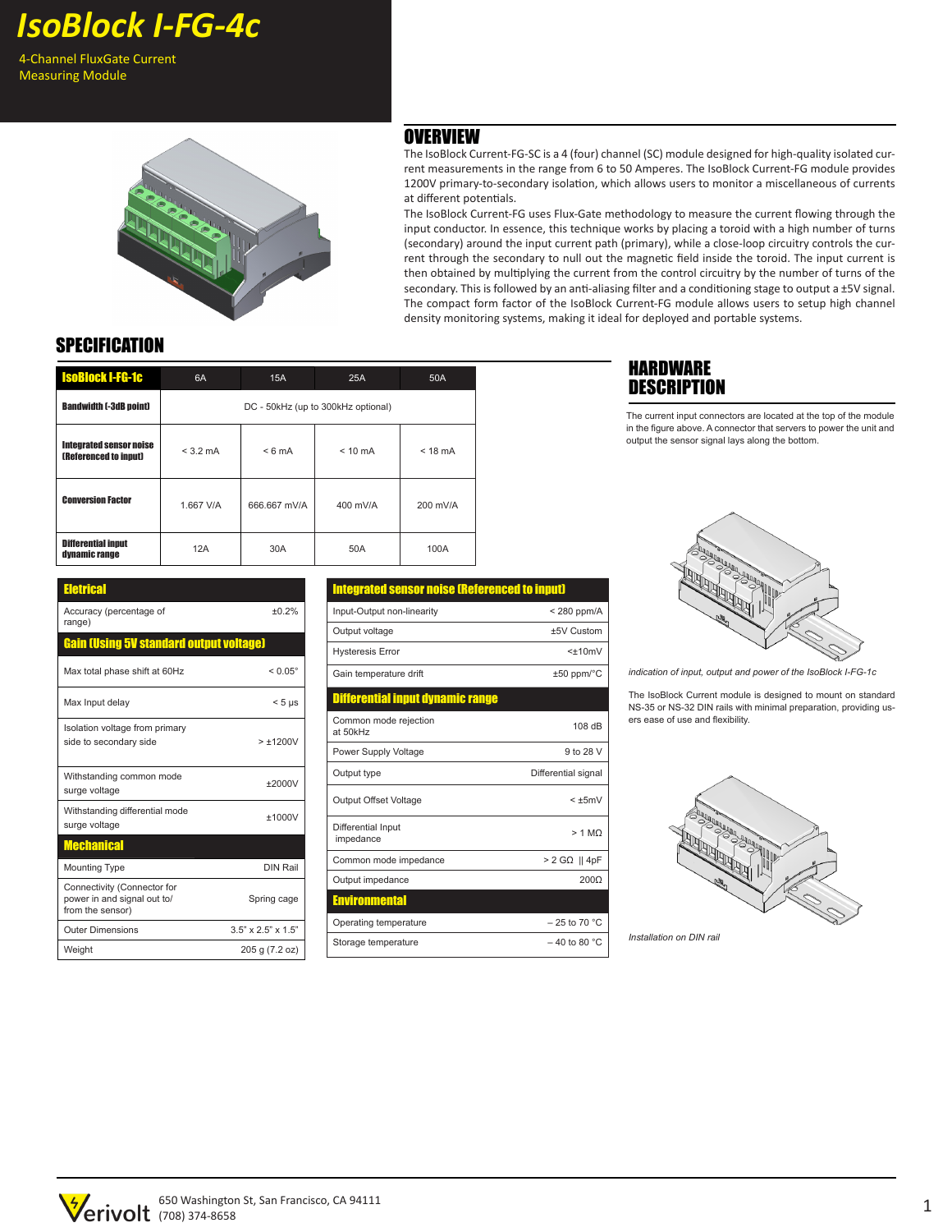# IsoBlock I-FG-4c

4-Channel FluxGate Current Measuring Module

## OVERVIEW

The IsoBlock Current-FG-SC is a 4 (four) channel (SC) module designed for high-quality isolated current measurements in the range from 6 to 50 Amperes. The IsoBlock Current-FG module provides 1200V primary-to-secondary isolation, which allows users to monitor a miscellaneous of currents at different potentials.

The IsoBlock Current-FG uses Flux-Gate methodology to measure the current flowing through the input conductor. In essence, this technique works by placing a toroid with a high number of turns (secondary) around the input current path (primary), while a close-loop circuitry controls the current through the secondary to null out the magnetic field inside the toroid. The input current is then obtained by multiplying the current from the control circuitry by the number of turns of the secondary. This is followed by an anti-aliasing filter and a conditioning stage to output a ±5V signal. The compact form factor of the IsoBlock Current-FG module allows users to setup high channel density monitoring systems, making it ideal for deployed and portable systems.

## SPECIFICATION

| IsoBlock I-FG-1c | 6A | 15A | 25A | 50A |
|---|---|---|---|---|
| Bandwidth (-3dB point) | DC - 50kHz (up to 300kHz optional) | | | |
| Integrated sensor noise (Referenced to input) | < 3.2 mA | < 6 mA | < 10 mA | < 18 mA |
| Conversion Factor | 1.667 V/A | 666.667 mV/A | 400 mV/A | 200 mV/A |
| Differential input dynamic range | 12A | 30A | 50A | 100A |

| Eletrical | |
|---|---|
| Accuracy (percentage of range) | ±0.2% |
| **Gain (Using 5V standard output voltage)** | |
| Max total phase shift at 60Hz | < 0.05° |
| Max Input delay | < 5 µs |
| Isolation voltage from primary side to secondary side | > ±1200V |
| Withstanding common mode surge voltage | ±2000V |
| Withstanding differential mode surge voltage | ±1000V |
| **Mechanical** | |
| Mounting Type | DIN Rail |
| Connectivity (Connector for power in and signal out to/ from the sensor) | Spring cage |
| Outer Dimensions | 3.5" x 2.5" x 1.5" |
| Weight | 205 g (7.2 oz) |

| Integrated sensor noise (Referenced to input) | |
|---|---|
| Input-Output non-linearity | < 280 ppm/A |
| Output voltage | ±5V Custom |
| Hysteresis Error | <±10mV |
| Gain temperature drift | ±50 ppm/°C |
| **Differential input dynamic range** | |
| Common mode rejection at 50kHz | 108 dB |
| Power Supply Voltage | 9 to 28 V |
| Output type | Differential signal |
| Output Offset Voltage | < ±5mV |
| Differential Input impedance | > 1 MΩ |
| Common mode impedance | > 2 GΩ \|\| 4pF |
| Output impedance | 200Ω |
| **Environmental** | |
| Operating temperature | – 25 to 70 °C |
| Storage temperature | – 40 to 80 °C |

## HARDWARE DESCRIPTION

The current input connectors are located at the top of the module in the figure above. A connector that servers to power the unit and output the sensor signal lays along the bottom.

*indication of input, output and power of the IsoBlock I-FG-1c*

The IsoBlock Current module is designed to mount on standard NS-35 or NS-32 DIN rails with minimal preparation, providing users ease of use and flexibility.

*Installation on DIN rail*

650 Washington St, San Francisco, CA 94111
(708) 374-8658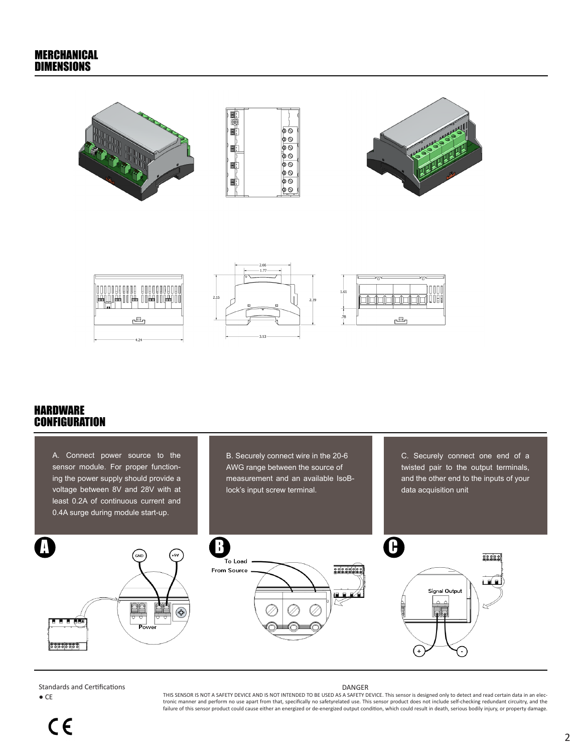## MERCHANICAL DIMENSIONS

2.66
1.77
2.15
2.39
3.53
4.24
1.61
.78

## HARDWARE CONFIGURATION

A. Connect power source to the sensor module. For proper functioning the power supply should provide a voltage between 8V and 28V with at least 0.2A of continuous current and 0.4A surge during module start-up.

B. Securely connect wire in the 20-6 AWG range between the source of measurement and an available IsoBlock's input screw terminal.

C. Securely connect one end of a twisted pair to the output terminals, and the other end to the inputs of your data acquisition unit

A

GND
+5V
Power

B

To Load
From Source

C

Signal Output
+
-

Standards and Certifications

- CE

DANGER

THIS SENSOR IS NOT A SAFETY DEVICE AND IS NOT INTENDED TO BE USED AS A SAFETY DEVICE. This sensor is designed only to detect and read certain data in an electronic manner and perform no use apart from that, specifically no safetyrelated use. This sensor product does not include self-checking redundant circuitry, and the failure of this sensor product could cause either an energized or de-energized output condition, which could result in death, serious bodily injury, or property damage.